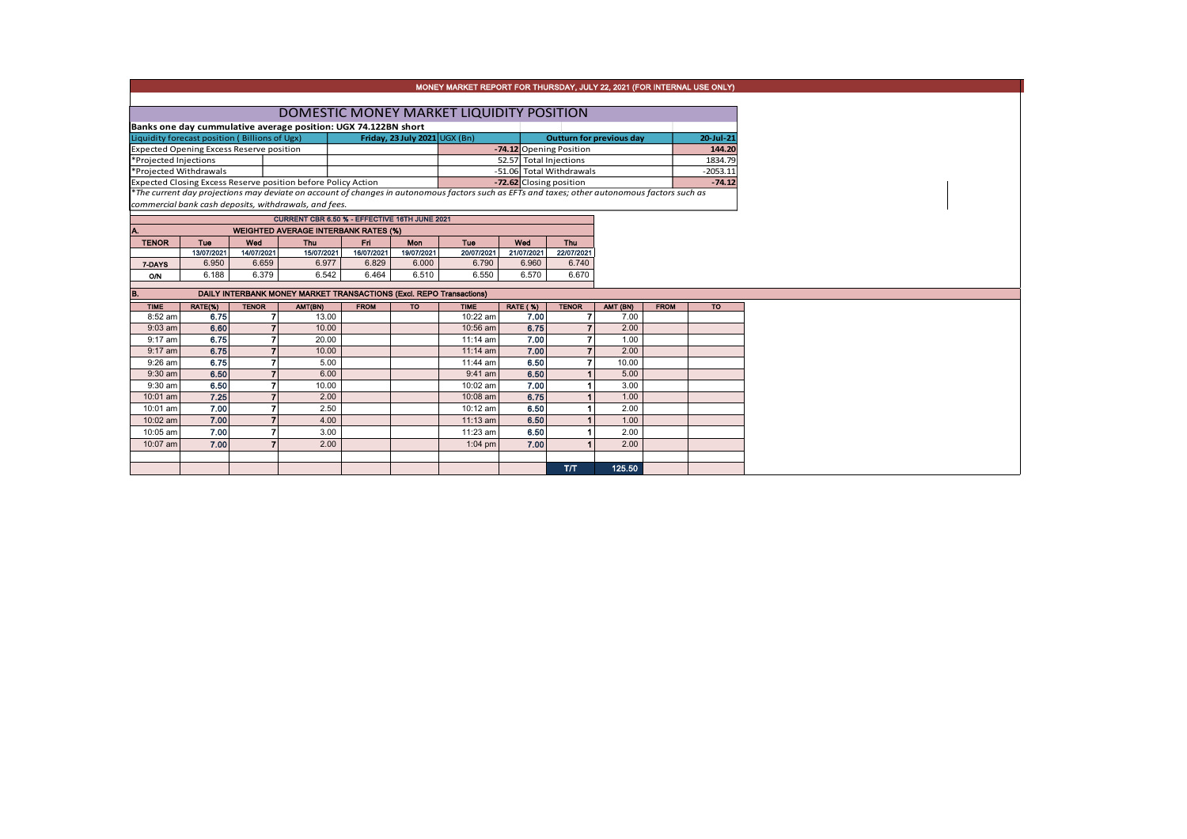MONEY MARKET REPORT FOR THURSDAY, JULY 22, 2021 (FOR INTERNAL USE ONLY)

## DOMESTIC MONEY MARKET LIQUIDITY POSITION

**Banks one day cummulative average position: UGX 74.122BN short**

| Liquidity forecast position ( Billions of Ugx) | Friday, 23 July 2021 UGX (Bn) | Outturn for previous day | 20-Jul-21 |
|---|---|---|---|
| Expected Opening Excess Reserve position | -74.12 | Opening Position | 144.20 |
| *Projected Injections | 52.57 | Total Injections | 1834.79 |
| *Projected Withdrawals | -51.06 | Total Withdrawals | -2053.11 |
| Expected Closing Excess Reserve position before Policy Action | -72.62 | Closing position | -74.12 |

*The current day projections may deviate on account of changes in autonomous factors such as EFTs and taxes; other autonomous factors such as commercial bank cash deposits, withdrawals, and fees.

**CURRENT CBR 6.50 % - EFFECTIVE 16TH JUNE 2021**

**A. WEIGHTED AVERAGE INTERBANK RATES (%)**

| TENOR | Tue | Wed | Thu | Fri | Mon | Tue | Wed | Thu |
|---|---|---|---|---|---|---|---|---|
| | 13/07/2021 | 14/07/2021 | 15/07/2021 | 16/07/2021 | 19/07/2021 | 20/07/2021 | 21/07/2021 | 22/07/2021 |
| 7-DAYS | 6.950 | 6.659 | 6.977 | 6.829 | 6.000 | 6.790 | 6.960 | 6.740 |
| O/N | 6.188 | 6.379 | 6.542 | 6.464 | 6.510 | 6.550 | 6.570 | 6.670 |

**B. DAILY INTERBANK MONEY MARKET TRANSACTIONS (Excl. REPO Transactions)**

| TIME | RATE(%) | TENOR | AMT(BN) | FROM | TO | TIME | RATE (%) | TENOR | AMT (BN) | FROM | TO |
|---|---|---|---|---|---|---|---|---|---|---|---|
| 8:52 am | 6.75 | 7 | 13.00 | | | 10:22 am | 7.00 | 7 | 7.00 | | |
| 9:03 am | 6.60 | 7 | 10.00 | | | 10:56 am | 6.75 | 7 | 2.00 | | |
| 9:17 am | 6.75 | 7 | 20.00 | | | 11:14 am | 7.00 | 7 | 1.00 | | |
| 9:17 am | 6.75 | 7 | 10.00 | | | 11:14 am | 7.00 | 7 | 2.00 | | |
| 9:26 am | 6.75 | 7 | 5.00 | | | 11:44 am | 6.50 | 7 | 10.00 | | |
| 9:30 am | 6.50 | 7 | 6.00 | | | 9:41 am | 6.50 | 1 | 5.00 | | |
| 9:30 am | 6.50 | 7 | 10.00 | | | 10:02 am | 7.00 | 1 | 3.00 | | |
| 10:01 am | 7.25 | 7 | 2.00 | | | 10:08 am | 6.75 | 1 | 1.00 | | |
| 10:01 am | 7.00 | 7 | 2.50 | | | 10:12 am | 6.50 | 1 | 2.00 | | |
| 10:02 am | 7.00 | 7 | 4.00 | | | 11:13 am | 6.50 | 1 | 1.00 | | |
| 10:05 am | 7.00 | 7 | 3.00 | | | 11:23 am | 6.50 | 1 | 2.00 | | |
| 10:07 am | 7.00 | 7 | 2.00 | | | 1:04 pm | 7.00 | 1 | 2.00 | | |
| | | | | | | | | T/T | 125.50 | | |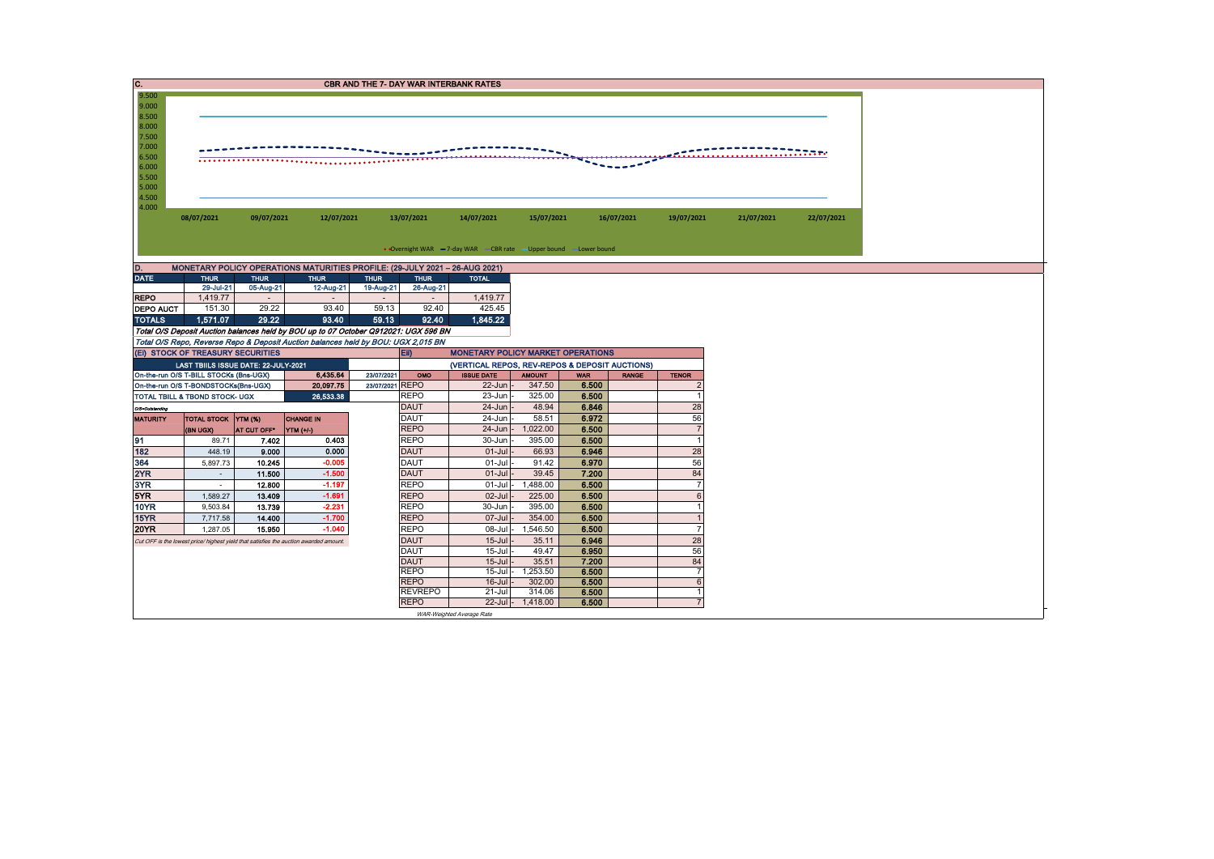## C. CBR AND THE 7- DAY WAR INTERBANK RATES

9.500
9.000
8.500
8.000
7.500
7.000
6.500
6.000
5.500
5.000
4.500
4.000

08/07/2021 09/07/2021 12/07/2021 13/07/2021 14/07/2021 15/07/2021 16/07/2021 19/07/2021 21/07/2021 22/07/2021

Overnight WAR — 7-day WAR — CBR rate — Upper bound — Lower bound

## D. MONETARY POLICY OPERATIONS MATURITIES PROFILE: (29-JULY 2021 – 26-AUG 2021)

| DATE | THUR | THUR | THUR | THUR | THUR | TOTAL |
|---|---|---|---|---|---|---|
| | 29-Jul-21 | 05-Aug-21 | 12-Aug-21 | 19-Aug-21 | 26-Aug-21 | |
| REPO | 1,419.77 | - | - | - | - | 1,419.77 |
| DEPO AUCT | 151.30 | 29.22 | 93.40 | 59.13 | 92.40 | 425.45 |
| TOTALS | 1,571.07 | 29.22 | 93.40 | 59.13 | 92.40 | 1,845.22 |

*Total O/S Deposit Auction balances held by BOU up to 07 October Q912021: UGX 596 BN*

*Total O/S Repo, Reverse Repo & Deposit Auction balances held by BOU: UGX 2,015 BN*

## (EI) STOCK OF TREASURY SECURITIES

| LAST TBIILS ISSUE DATE: 22-JULY-2021 | | |
|---|---|---|
| On-the-run O/S T-BILL STOCKs (Bns-UGX) | 6,435.64 | 23/07/2021 |
| On-the-run O/S T-BONDSTOCKs(Bns-UGX) | 20,097.75 | 23/07/2021 |
| TOTAL TBILL & TBOND STOCK- UGX | 26,533.38 | |

O/S=Outstanding

| MATURITY | TOTAL STOCK (BN UGX) | YTM (%) AT CUT OFF* | CHANGE IN YTM (+/-) |
|---|---|---|---|
| 91 | 89.71 | 7.402 | 0.403 |
| 182 | 448.19 | 9.000 | 0.000 |
| 364 | 5,897.73 | 10.245 | -0.005 |
| 2YR | - | 11.500 | -1.500 |
| 3YR | - | 12.800 | -1.197 |
| 5YR | 1,589.27 | 13.409 | -1.691 |
| 10YR | 9,503.84 | 13.739 | -2.231 |
| 15YR | 7,717.58 | 14.400 | -1.700 |
| 20YR | 1,287.05 | 15.950 | -1.040 |

*Cut OFF is the lowest price/ highest yield that satisfies the auction awarded amount.*

## Eii) MONETARY POLICY MARKET OPERATIONS

### (VERTICAL REPOS, REV-REPOS & DEPOSIT AUCTIONS)

| OMO | ISSUE DATE | AMOUNT | WAR | RANGE | TENOR |
|---|---|---|---|---|---|
| REPO | 22-Jun | 347.50 | 6.500 | | 2 |
| REPO | 23-Jun | 325.00 | 6.500 | | 1 |
| DAUT | 24-Jun | 48.94 | 6.846 | | 28 |
| DAUT | 24-Jun | 58.51 | 6.972 | | 56 |
| REPO | 24-Jun | 1,022.00 | 6.500 | | 7 |
| REPO | 30-Jun | 395.00 | 6.500 | | 1 |
| DAUT | 01-Jul | 66.93 | 6.946 | | 28 |
| DAUT | 01-Jul | 91.42 | 6.970 | | 56 |
| DAUT | 01-Jul | 39.45 | 7.200 | | 84 |
| REPO | 01-Jul | 1,488.00 | 6.500 | | 7 |
| REPO | 02-Jul | 225.00 | 6.500 | | 6 |
| REPO | 30-Jun | 395.00 | 6.500 | | 1 |
| REPO | 07-Jul | 354.00 | 6.500 | | 1 |
| REPO | 08-Jul | 1,546.50 | 6.500 | | 7 |
| DAUT | 15-Jul | 35.11 | 6.946 | | 28 |
| DAUT | 15-Jul | 49.47 | 6.950 | | 56 |
| DAUT | 15-Jul | 35.51 | 7.200 | | 84 |
| REPO | 15-Jul | 1,253.50 | 6.500 | | 7 |
| REPO | 16-Jul | 302.00 | 6.500 | | 6 |
| REVREPO | 21-Jul | 314.06 | 6.500 | | 1 |
| REPO | 22-Jul | 1,418.00 | 6.500 | | 7 |

*WAR-Weighted Average Rate*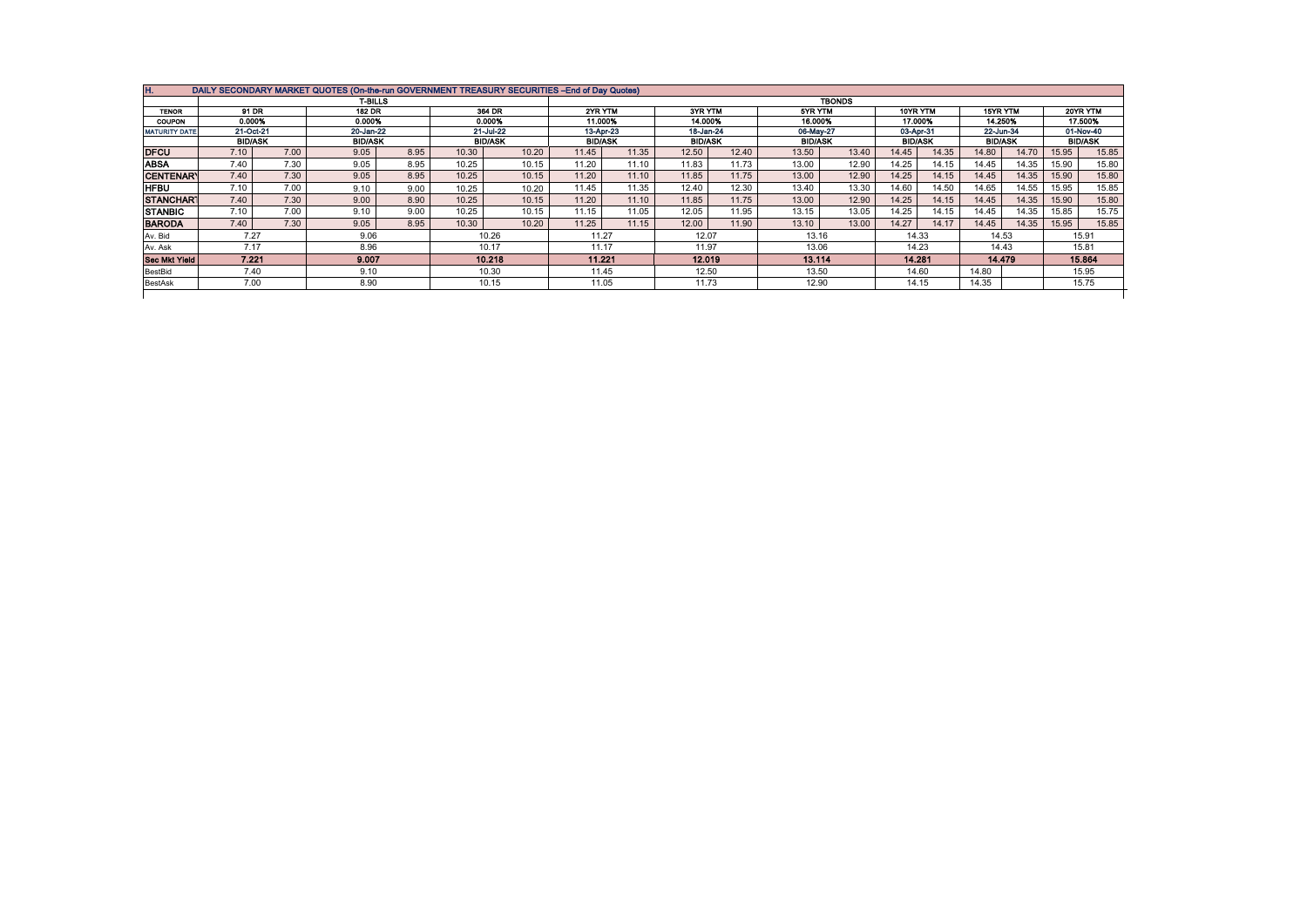| H. | DAILY SECONDARY MARKET QUOTES (On-the-run GOVERNMENT TREASURY SECURITIES –End of Day Quotes) | | | | | | | | | | | | | | | | | |
|---|---|---|---|---|---|---|---|---|---|---|---|---|---|---|---|---|---|---|
| | T-BILLS | | | | | | TBONDS | | | | | | | | | | | |
| TENOR | 91 DR | | 182 DR | | 364 DR | | 2YR YTM | | 3YR YTM | | 5YR YTM | | 10YR YTM | | 15YR YTM | | 20YR YTM | |
| COUPON | 0.000% | | 0.000% | | 0.000% | | 11.000% | | 14.000% | | 16.000% | | 17.000% | | 14.250% | | 17.500% | |
| MATURITY DATE | 21-Oct-21 | | 20-Jan-22 | | 21-Jul-22 | | 13-Apr-23 | | 18-Jan-24 | | 06-May-27 | | 03-Apr-31 | | 22-Jun-34 | | 01-Nov-40 | |
| | BID/ASK | | BID/ASK | | BID/ASK | | BID/ASK | | BID/ASK | | BID/ASK | | BID/ASK | | BID/ASK | | BID/ASK | |
| DFCU | 7.10 | 7.00 | 9.05 | 8.95 | 10.30 | 10.20 | 11.45 | 11.35 | 12.50 | 12.40 | 13.50 | 13.40 | 14.45 | 14.35 | 14.80 | 14.70 | 15.95 | 15.85 |
| ABSA | 7.40 | 7.30 | 9.05 | 8.95 | 10.25 | 10.15 | 11.20 | 11.10 | 11.83 | 11.73 | 13.00 | 12.90 | 14.25 | 14.15 | 14.45 | 14.35 | 15.90 | 15.80 |
| CENTENARY | 7.40 | 7.30 | 9.05 | 8.95 | 10.25 | 10.15 | 11.20 | 11.10 | 11.85 | 11.75 | 13.00 | 12.90 | 14.25 | 14.15 | 14.45 | 14.35 | 15.90 | 15.80 |
| HFBU | 7.10 | 7.00 | 9.10 | 9.00 | 10.25 | 10.20 | 11.45 | 11.35 | 12.40 | 12.30 | 13.40 | 13.30 | 14.60 | 14.50 | 14.65 | 14.55 | 15.95 | 15.85 |
| STANCHART | 7.40 | 7.30 | 9.00 | 8.90 | 10.25 | 10.15 | 11.20 | 11.10 | 11.85 | 11.75 | 13.00 | 12.90 | 14.25 | 14.15 | 14.45 | 14.35 | 15.90 | 15.80 |
| STANBIC | 7.10 | 7.00 | 9.10 | 9.00 | 10.25 | 10.15 | 11.15 | 11.05 | 12.05 | 11.95 | 13.15 | 13.05 | 14.25 | 14.15 | 14.45 | 14.35 | 15.85 | 15.75 |
| BARODA | 7.40 | 7.30 | 9.05 | 8.95 | 10.30 | 10.20 | 11.25 | 11.15 | 12.00 | 11.90 | 13.10 | 13.00 | 14.27 | 14.17 | 14.45 | 14.35 | 15.95 | 15.85 |
| Av. Bid | 7.27 | | 9.06 | | 10.26 | | 11.27 | | 12.07 | | 13.16 | | 14.33 | | 14.53 | | 15.91 | |
| Av. Ask | 7.17 | | 8.96 | | 10.17 | | 11.17 | | 11.97 | | 13.06 | | 14.23 | | 14.43 | | 15.81 | |
| Sec Mkt Yield | 7.221 | | 9.007 | | 10.218 | | 11.221 | | 12.019 | | 13.114 | | 14.281 | | 14.479 | | 15.864 | |
| BestBid | 7.40 | | 9.10 | | 10.30 | | 11.45 | | 12.50 | | 13.50 | | 14.60 | | 14.80 | | 15.95 | |
| BestAsk | 7.00 | | 8.90 | | 10.15 | | 11.05 | | 11.73 | | 12.90 | | 14.15 | | 14.35 | | 15.75 | |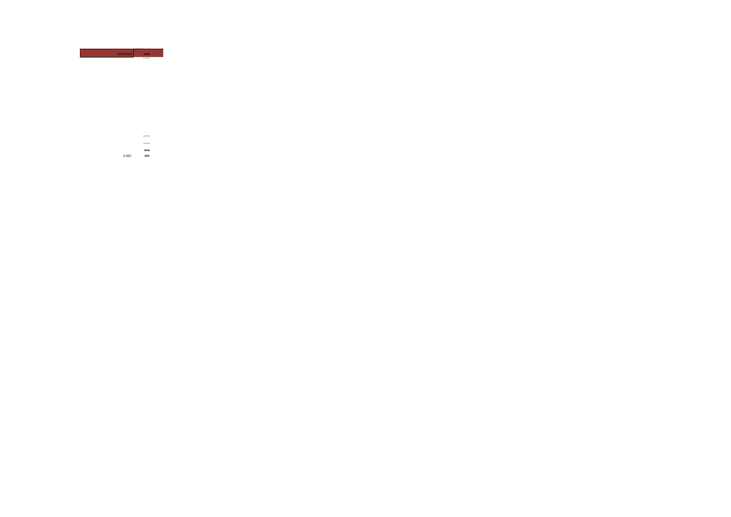| 22/07/2021 | #### |
| --- | --- |
| | ##### |
| | ##### |
| 0.092 | ### |